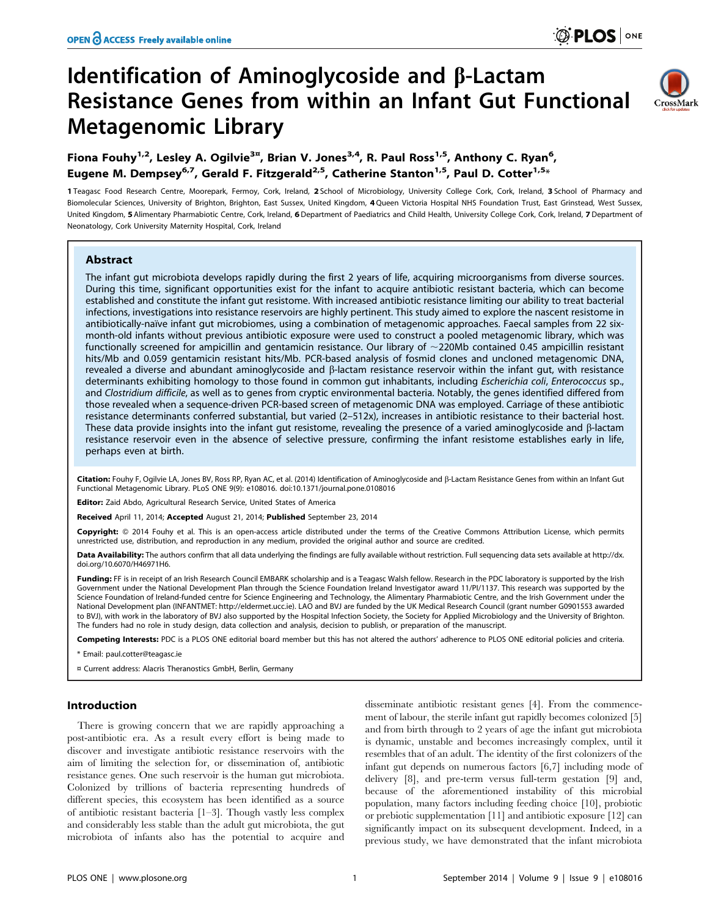# Identification of Aminoglycoside and β-Lactam Resistance Genes from within an Infant Gut Functional Metagenomic Library

Fiona Fouhy[1,2], Lesley A. Ogilvie[3¤], Brian V. Jones[3,4], R. Paul Ross[1,5], Anthony C. Ryan[6], Eugene M. Dempsey[6,7], Gerald F. Fitzgerald[2,5], Catherine Stanton[1,5], Paul D. Cotter[1,5]*

1 Teagasc Food Research Centre, Moorepark, Fermoy, Cork, Ireland, 2 School of Microbiology, University College Cork, Cork, Ireland, 3 School of Pharmacy and Biomolecular Sciences, University of Brighton, Brighton, East Sussex, United Kingdom, 4 Queen Victoria Hospital NHS Foundation Trust, East Grinstead, West Sussex, United Kingdom, 5 Alimentary Pharmabiotic Centre, Cork, Ireland, 6 Department of Paediatrics and Child Health, University College Cork, Cork, Ireland, 7 Department of Neonatology, Cork University Maternity Hospital, Cork, Ireland

## Abstract

The infant gut microbiota develops rapidly during the first 2 years of life, acquiring microorganisms from diverse sources. During this time, significant opportunities exist for the infant to acquire antibiotic resistant bacteria, which can become established and constitute the infant gut resistome. With increased antibiotic resistance limiting our ability to treat bacterial infections, investigations into resistance reservoirs are highly pertinent. This study aimed to explore the nascent resistome in antibiotically-naïve infant gut microbiomes, using a combination of metagenomic approaches. Faecal samples from 22 six-month-old infants without previous antibiotic exposure were used to construct a pooled metagenomic library, which was functionally screened for ampicillin and gentamicin resistance. Our library of ~220Mb contained 0.45 ampicillin resistant hits/Mb and 0.059 gentamicin resistant hits/Mb. PCR-based analysis of fosmid clones and uncloned metagenomic DNA, revealed a diverse and abundant aminoglycoside and β-lactam resistance reservoir within the infant gut, with resistance determinants exhibiting homology to those found in common gut inhabitants, including *Escherichia coli*, *Enterococcus* sp., and *Clostridium difficile*, as well as to genes from cryptic environmental bacteria. Notably, the genes identified differed from those revealed when a sequence-driven PCR-based screen of metagenomic DNA was employed. Carriage of these antibiotic resistance determinants conferred substantial, but varied (2–512x), increases in antibiotic resistance to their bacterial host. These data provide insights into the infant gut resistome, revealing the presence of a varied aminoglycoside and β-lactam resistance reservoir even in the absence of selective pressure, confirming the infant resistome establishes early in life, perhaps even at birth.

**Citation:** Fouhy F, Ogilvie LA, Jones BV, Ross RP, Ryan AC, et al. (2014) Identification of Aminoglycoside and β-Lactam Resistance Genes from within an Infant Gut Functional Metagenomic Library. PLoS ONE 9(9): e108016. doi:10.1371/journal.pone.0108016

**Editor:** Zaid Abdo, Agricultural Research Service, United States of America

**Received** April 11, 2014; **Accepted** August 21, 2014; **Published** September 23, 2014

**Copyright:** © 2014 Fouhy et al. This is an open-access article distributed under the terms of the Creative Commons Attribution License, which permits unrestricted use, distribution, and reproduction in any medium, provided the original author and source are credited.

**Data Availability:** The authors confirm that all data underlying the findings are fully available without restriction. Full sequencing data sets available at http://dx.doi.org/10.6070/H46971H6.

**Funding:** FF is in receipt of an Irish Research Council EMBARK scholarship and is a Teagasc Walsh fellow. Research in the PDC laboratory is supported by the Irish Government under the National Development Plan through the Science Foundation Ireland Investigator award 11/PI/1137. This research was supported by the Science Foundation of Ireland-funded centre for Science Engineering and Technology, the Alimentary Pharmabiotic Centre, and the Irish Government under the National Development plan (INFANTMET: http://eldermet.ucc.ie). LAO and BVJ are funded by the UK Medical Research Council (grant number G0901553 awarded to BVJ), with work in the laboratory of BVJ also supported by the Hospital Infection Society, the Society for Applied Microbiology and the University of Brighton. The funders had no role in study design, data collection and analysis, decision to publish, or preparation of the manuscript.

**Competing Interests:** PDC is a PLOS ONE editorial board member but this has not altered the authors' adherence to PLOS ONE editorial policies and criteria.

\* Email: paul.cotter@teagasc.ie

¤ Current address: Alacris Theranostics GmbH, Berlin, Germany

## Introduction

There is growing concern that we are rapidly approaching a post-antibiotic era. As a result every effort is being made to discover and investigate antibiotic resistance reservoirs with the aim of limiting the selection for, or dissemination of, antibiotic resistance genes. One such reservoir is the human gut microbiota. Colonized by trillions of bacteria representing hundreds of different species, this ecosystem has been identified as a source of antibiotic resistant bacteria [1–3]. Though vastly less complex and considerably less stable than the adult gut microbiota, the gut microbiota of infants also has the potential to acquire and disseminate antibiotic resistant genes [4]. From the commencement of labour, the sterile infant gut rapidly becomes colonized [5] and from birth through to 2 years of age the infant gut microbiota is dynamic, unstable and becomes increasingly complex, until it resembles that of an adult. The identity of the first colonizers of the infant gut depends on numerous factors [6,7] including mode of delivery [8], and pre-term versus full-term gestation [9] and, because of the aforementioned instability of this microbial population, many factors including feeding choice [10], probiotic or prebiotic supplementation [11] and antibiotic exposure [12] can significantly impact on its subsequent development. Indeed, in a previous study, we have demonstrated that the infant microbiota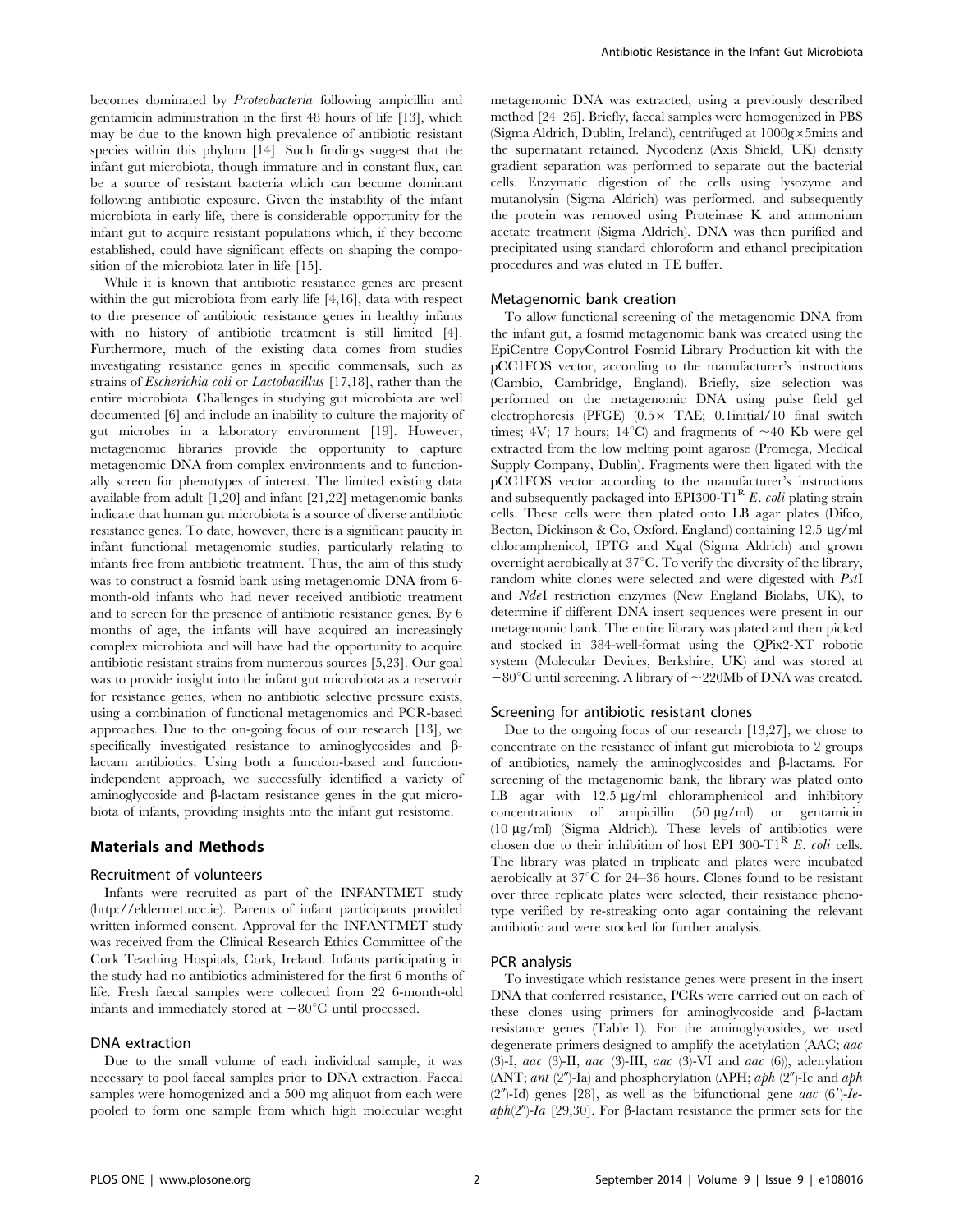becomes dominated by *Proteobacteria* following ampicillin and gentamicin administration in the first 48 hours of life [13], which may be due to the known high prevalence of antibiotic resistant species within this phylum [14]. Such findings suggest that the infant gut microbiota, though immature and in constant flux, can be a source of resistant bacteria which can become dominant following antibiotic exposure. Given the instability of the infant microbiota in early life, there is considerable opportunity for the infant gut to acquire resistant populations which, if they become established, could have significant effects on shaping the composition of the microbiota later in life [15].

While it is known that antibiotic resistance genes are present within the gut microbiota from early life [4,16], data with respect to the presence of antibiotic resistance genes in healthy infants with no history of antibiotic treatment is still limited [4]. Furthermore, much of the existing data comes from studies investigating resistance genes in specific commensals, such as strains of *Escherichia coli* or *Lactobacillus* [17,18], rather than the entire microbiota. Challenges in studying gut microbiota are well documented [6] and include an inability to culture the majority of gut microbes in a laboratory environment [19]. However, metagenomic libraries provide the opportunity to capture metagenomic DNA from complex environments and to functionally screen for phenotypes of interest. The limited existing data available from adult [1,20] and infant [21,22] metagenomic banks indicate that human gut microbiota is a source of diverse antibiotic resistance genes. To date, however, there is a significant paucity in infant functional metagenomic studies, particularly relating to infants free from antibiotic treatment. Thus, the aim of this study was to construct a fosmid bank using metagenomic DNA from 6-month-old infants who had never received antibiotic treatment and to screen for the presence of antibiotic resistance genes. By 6 months of age, the infants will have acquired an increasingly complex microbiota and will have had the opportunity to acquire antibiotic resistant strains from numerous sources [5,23]. Our goal was to provide insight into the infant gut microbiota as a reservoir for resistance genes, when no antibiotic selective pressure exists, using a combination of functional metagenomics and PCR-based approaches. Due to the on-going focus of our research [13], we specifically investigated resistance to aminoglycosides and β-lactam antibiotics. Using both a function-based and function-independent approach, we successfully identified a variety of aminoglycoside and β-lactam resistance genes in the gut microbiota of infants, providing insights into the infant gut resistome.

## Materials and Methods

### Recruitment of volunteers

Infants were recruited as part of the INFANTMET study (http://eldermet.ucc.ie). Parents of infant participants provided written informed consent. Approval for the INFANTMET study was received from the Clinical Research Ethics Committee of the Cork Teaching Hospitals, Cork, Ireland. Infants participating in the study had no antibiotics administered for the first 6 months of life. Fresh faecal samples were collected from 22 6-month-old infants and immediately stored at −80°C until processed.

### DNA extraction

Due to the small volume of each individual sample, it was necessary to pool faecal samples prior to DNA extraction. Faecal samples were homogenized and a 500 mg aliquot from each were pooled to form one sample from which high molecular weight metagenomic DNA was extracted, using a previously described method [24–26]. Briefly, faecal samples were homogenized in PBS (Sigma Aldrich, Dublin, Ireland), centrifuged at 1000g×5mins and the supernatant retained. Nycodenz (Axis Shield, UK) density gradient separation was performed to separate out the bacterial cells. Enzymatic digestion of the cells using lysozyme and mutanolysin (Sigma Aldrich) was performed, and subsequently the protein was removed using Proteinase K and ammonium acetate treatment (Sigma Aldrich). DNA was then purified and precipitated using standard chloroform and ethanol precipitation procedures and was eluted in TE buffer.

### Metagenomic bank creation

To allow functional screening of the metagenomic DNA from the infant gut, a fosmid metagenomic bank was created using the EpiCentre CopyControl Fosmid Library Production kit with the pCC1FOS vector, according to the manufacturer's instructions (Cambio, Cambridge, England). Briefly, size selection was performed on the metagenomic DNA using pulse field gel electrophoresis (PFGE) (0.5× TAE; 0.1initial/10 final switch times; 4V; 17 hours; 14°C) and fragments of ~40 Kb were gel extracted from the low melting point agarose (Promega, Medical Supply Company, Dublin). Fragments were then ligated with the pCC1FOS vector according to the manufacturer's instructions and subsequently packaged into EPI300-T1$^R$ *E. coli* plating strain cells. These cells were then plated onto LB agar plates (Difco, Becton, Dickinson & Co, Oxford, England) containing 12.5 µg/ml chloramphenicol, IPTG and Xgal (Sigma Aldrich) and grown overnight aerobically at 37°C. To verify the diversity of the library, random white clones were selected and were digested with *Pst*I and *Nde*I restriction enzymes (New England Biolabs, UK), to determine if different DNA insert sequences were present in our metagenomic bank. The entire library was plated and then picked and stocked in 384-well-format using the QPix2-XT robotic system (Molecular Devices, Berkshire, UK) and was stored at −80°C until screening. A library of ~220Mb of DNA was created.

### Screening for antibiotic resistant clones

Due to the ongoing focus of our research [13,27], we chose to concentrate on the resistance of infant gut microbiota to 2 groups of antibiotics, namely the aminoglycosides and β-lactams. For screening of the metagenomic bank, the library was plated onto LB agar with 12.5 µg/ml chloramphenicol and inhibitory concentrations of ampicillin (50 µg/ml) or gentamicin (10 µg/ml) (Sigma Aldrich). These levels of antibiotics were chosen due to their inhibition of host EPI 300-T1$^R$ *E. coli* cells. The library was plated in triplicate and plates were incubated aerobically at 37°C for 24–36 hours. Clones found to be resistant over three replicate plates were selected, their resistance phenotype verified by re-streaking onto agar containing the relevant antibiotic and were stocked for further analysis.

### PCR analysis

To investigate which resistance genes were present in the insert DNA that conferred resistance, PCRs were carried out on each of these clones using primers for aminoglycoside and β-lactam resistance genes (Table 1). For the aminoglycosides, we used degenerate primers designed to amplify the acetylation (AAC; *aac* (3)-I, *aac* (3)-II, *aac* (3)-III, *aac* (3)-VI and *aac* (6)), adenylation (ANT; *ant* (2″)-Ia) and phosphorylation (APH; *aph* (2″)-Ic and *aph* (2″)-Id) genes [28], as well as the bifunctional gene *aac* (6′)-*Ie*-*aph*(2″)-*Ia* [29,30]. For β-lactam resistance the primer sets for the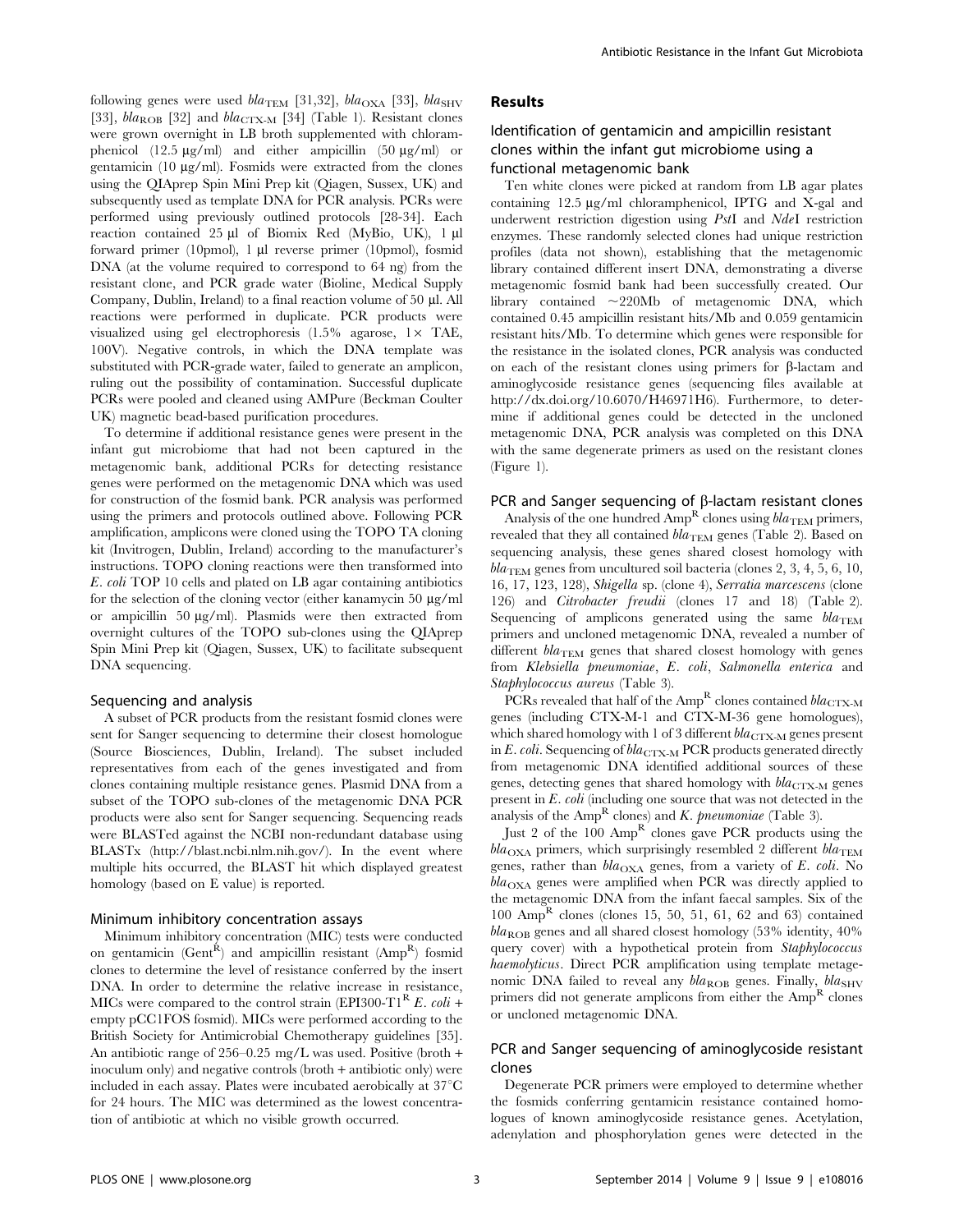following genes were used $bla_{TEM}$ [31,32], $bla_{OXA}$ [33], $bla_{SHV}$ [33], $bla_{ROB}$ [32] and $bla_{CTX-M}$ [34] (Table 1). Resistant clones were grown overnight in LB broth supplemented with chloramphenicol (12.5 µg/ml) and either ampicillin (50 µg/ml) or gentamicin (10 µg/ml). Fosmids were extracted from the clones using the QIAprep Spin Mini Prep kit (Qiagen, Sussex, UK) and subsequently used as template DNA for PCR analysis. PCRs were performed using previously outlined protocols [28-34]. Each reaction contained 25 µl of Biomix Red (MyBio, UK), 1 µl forward primer (10pmol), 1 µl reverse primer (10pmol), fosmid DNA (at the volume required to correspond to 64 ng) from the resistant clone, and PCR grade water (Bioline, Medical Supply Company, Dublin, Ireland) to a final reaction volume of 50 µl. All reactions were performed in duplicate. PCR products were visualized using gel electrophoresis (1.5% agarose, 1× TAE, 100V). Negative controls, in which the DNA template was substituted with PCR-grade water, failed to generate an amplicon, ruling out the possibility of contamination. Successful duplicate PCRs were pooled and cleaned using AMPure (Beckman Coulter UK) magnetic bead-based purification procedures.

To determine if additional resistance genes were present in the infant gut microbiome that had not been captured in the metagenomic bank, additional PCRs for detecting resistance genes were performed on the metagenomic DNA which was used for construction of the fosmid bank. PCR analysis was performed using the primers and protocols outlined above. Following PCR amplification, amplicons were cloned using the TOPO TA cloning kit (Invitrogen, Dublin, Ireland) according to the manufacturer's instructions. TOPO cloning reactions were then transformed into *E. coli* TOP 10 cells and plated on LB agar containing antibiotics for the selection of the cloning vector (either kanamycin 50 µg/ml or ampicillin 50 µg/ml). Plasmids were then extracted from overnight cultures of the TOPO sub-clones using the QIAprep Spin Mini Prep kit (Qiagen, Sussex, UK) to facilitate subsequent DNA sequencing.

### Sequencing and analysis

A subset of PCR products from the resistant fosmid clones were sent for Sanger sequencing to determine their closest homologue (Source Biosciences, Dublin, Ireland). The subset included representatives from each of the genes investigated and from clones containing multiple resistance genes. Plasmid DNA from a subset of the TOPO sub-clones of the metagenomic DNA PCR products were also sent for Sanger sequencing. Sequencing reads were BLASTed against the NCBI non-redundant database using BLASTx (http://blast.ncbi.nlm.nih.gov/). In the event where multiple hits occurred, the BLAST hit which displayed greatest homology (based on E value) is reported.

### Minimum inhibitory concentration assays

Minimum inhibitory concentration (MIC) tests were conducted on gentamicin ($Gent^{R}$) and ampicillin resistant ($Amp^{R}$) fosmid clones to determine the level of resistance conferred by the insert DNA. In order to determine the relative increase in resistance, MICs were compared to the control strain (EPI300-$T1^{R}$ *E. coli* + empty pCC1FOS fosmid). MICs were performed according to the British Society for Antimicrobial Chemotherapy guidelines [35]. An antibiotic range of 256–0.25 mg/L was used. Positive (broth + inoculum only) and negative controls (broth + antibiotic only) were included in each assay. Plates were incubated aerobically at 37°C for 24 hours. The MIC was determined as the lowest concentration of antibiotic at which no visible growth occurred.

## Results

### Identification of gentamicin and ampicillin resistant clones within the infant gut microbiome using a functional metagenomic bank

Ten white clones were picked at random from LB agar plates containing 12.5 µg/ml chloramphenicol, IPTG and X-gal and underwent restriction digestion using *Pst*I and *Nde*I restriction enzymes. These randomly selected clones had unique restriction profiles (data not shown), establishing that the metagenomic library contained different insert DNA, demonstrating a diverse metagenomic fosmid bank had been successfully created. Our library contained ~220Mb of metagenomic DNA, which contained 0.45 ampicillin resistant hits/Mb and 0.059 gentamicin resistant hits/Mb. To determine which genes were responsible for the resistance in the isolated clones, PCR analysis was conducted on each of the resistant clones using primers for β-lactam and aminoglycoside resistance genes (sequencing files available at http://dx.doi.org/10.6070/H46971H6). Furthermore, to determine if additional genes could be detected in the uncloned metagenomic DNA, PCR analysis was completed on this DNA with the same degenerate primers as used on the resistant clones (Figure 1).

### PCR and Sanger sequencing of β-lactam resistant clones

Analysis of the one hundred $Amp^{R}$ clones using $bla_{TEM}$ primers, revealed that they all contained $bla_{TEM}$ genes (Table 2). Based on sequencing analysis, these genes shared closest homology with $bla_{TEM}$ genes from uncultured soil bacteria (clones 2, 3, 4, 5, 6, 10, 16, 17, 123, 128), *Shigella* sp. (clone 4), *Serratia marcescens* (clone 126) and *Citrobacter freudii* (clones 17 and 18) (Table 2). Sequencing of amplicons generated using the same $bla_{TEM}$ primers and uncloned metagenomic DNA, revealed a number of different $bla_{TEM}$ genes that shared closest homology with genes from *Klebsiella pneumoniae*, *E. coli*, *Salmonella enterica* and *Staphylococcus aureus* (Table 3).

PCRs revealed that half of the $Amp^{R}$ clones contained $bla_{CTX-M}$ genes (including CTX-M-1 and CTX-M-36 gene homologues), which shared homology with 1 of 3 different $bla_{CTX-M}$ genes present in *E. coli*. Sequencing of $bla_{CTX-M}$ PCR products generated directly from metagenomic DNA identified additional sources of these genes, detecting genes that shared homology with $bla_{CTX-M}$ genes present in *E. coli* (including one source that was not detected in the analysis of the $Amp^{R}$ clones) and *K. pneumoniae* (Table 3).

Just 2 of the 100 $Amp^{R}$ clones gave PCR products using the $bla_{OXA}$ primers, which surprisingly resembled 2 different $bla_{TEM}$ genes, rather than $bla_{OXA}$ genes, from a variety of *E. coli*. No $bla_{OXA}$ genes were amplified when PCR was directly applied to the metagenomic DNA from the infant faecal samples. Six of the 100 $Amp^{R}$ clones (clones 15, 50, 51, 61, 62 and 63) contained $bla_{ROB}$ genes and all shared closest homology (53% identity, 40% query cover) with a hypothetical protein from *Staphylococcus haemolyticus*. Direct PCR amplification using template metagenomic DNA failed to reveal any $bla_{ROB}$ genes. Finally, $bla_{SHV}$ primers did not generate amplicons from either the $Amp^{R}$ clones or uncloned metagenomic DNA.

### PCR and Sanger sequencing of aminoglycoside resistant clones

Degenerate PCR primers were employed to determine whether the fosmids conferring gentamicin resistance contained homologues of known aminoglycoside resistance genes. Acetylation, adenylation and phosphorylation genes were detected in the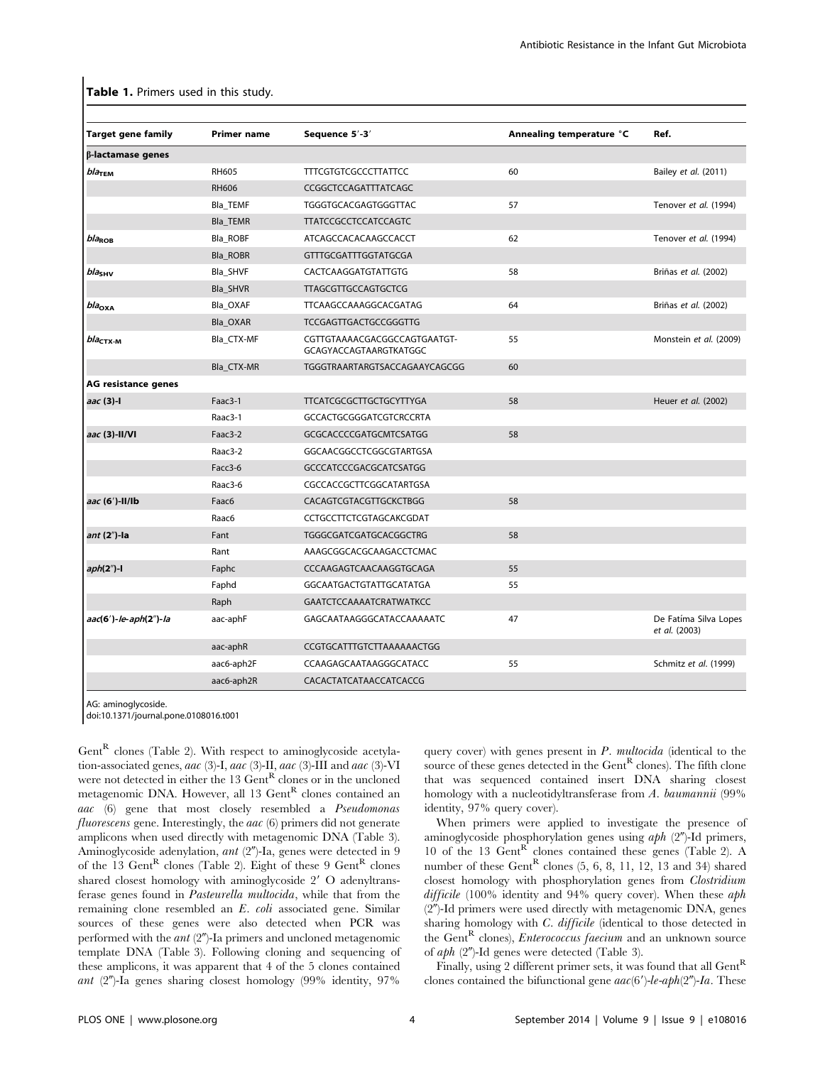**Table 1.** Primers used in this study.

| Target gene family | Primer name | Sequence 5′-3′ | Annealing temperature °C | Ref. |
|---|---|---|---|---|
| **β-lactamase genes** | | | | |
| ***bla*$_{TEM}$** | RH605 | TTTCGTGTCGCCCTTATTCC | 60 | Bailey *et al.* (2011) |
| | RH606 | CCGGCTCCAGATTTATCAGC | | |
| | Bla_TEMF | TGGGTGCACGAGTGGGTTAC | 57 | Tenover *et al.* (1994) |
| | Bla_TEMR | TTATCCGCCTCCATCCAGTC | | |
| ***bla*$_{ROB}$** | Bla_ROBF | ATCAGCCACACAAGCCACCT | 62 | Tenover *et al.* (1994) |
| | Bla_ROBR | GTTTGCGATTTGGTATGCGA | | |
| ***bla*$_{SHV}$** | Bla_SHVF | CACTCAAGGATGTATTGTG | 58 | Briñas *et al.* (2002) |
| | Bla_SHVR | TTAGCGTTGCCAGTGCTCG | | |
| ***bla*$_{OXA}$** | Bla_OXAF | TTCAAGCCAAAGGCACGATAG | 64 | Briñas *et al.* (2002) |
| | Bla_OXAR | TCCGAGTTGACTGCCGGGTTG | | |
| ***bla*$_{CTX-M}$** | Bla_CTX-MF | CGTTGTAAAACGACGGCCAGTGAATGT-GCAGYACCAGTAARGTKATGGC | 55 | Monstein *et al.* (2009) |
| | Bla_CTX-MR | TGGGTRAARTARGTSACCAGAAYCAGCGG | 60 | |
| **AG resistance genes** | | | | |
| ***aac* (3)-I** | Faac3-1 | TTCATCGCGCTTGCTGCYTTYGA | 58 | Heuer *et al.* (2002) |
| | Raac3-1 | GCCACTGCGGGATCGTCRCCRTA | | |
| ***aac* (3)-II/VI** | Faac3-2 | GCGCACCCCGATGCMTCSATGG | 58 | |
| | Raac3-2 | GGCAACGGCCTCGGCGTARTGSA | | |
| | Facc3-6 | GCCCATCCCGACGCATCSATGG | | |
| | Raac3-6 | CGCCACCGCTTCGGCATARTGSA | | |
| ***aac* (6′)-II/Ib** | Faac6 | CACAGTCGTACGTTGCKCTBGG | 58 | |
| | Raac6 | CCTGCCTTCTCGTAGCAKCGDAT | | |
| ***ant* (2″)-Ia** | Fant | TGGGCGATCGATGCACGGCTRG | 58 | |
| | Rant | AAAGCGGCACGCAAGACCTCMAC | | |
| ***aph*(2″)-I** | Faphc | CCCAAGAGTCAACAAGGTGCAGA | 55 | |
| | Faphd | GGCAATGACTGTATTGCATATGA | 55 | |
| | Raph | GAATCTCCAAAATCRATWATKCC | | |
| ***aac*(6′)-*Ie*-*aph*(2″)-*Ia*** | aac-aphF | GAGCAATAAGGGCATACCAAAAATC | 47 | De Fatíma Silva Lopes *et al.* (2003) |
| | aac-aphR | CCGTGCATTTGTCTTAAAAAACTGG | | |
| | aac6-aph2F | CCAAGAGCAATAAGGGCATACC | 55 | Schmitz *et al.* (1999) |
| | aac6-aph2R | CACACTATCATAACCATCACCG | | |

AG: aminoglycoside.
doi:10.1371/journal.pone.0108016.t001

Gent$^R$ clones (Table 2). With respect to aminoglycoside acetylation-associated genes, *aac* (3)-I, *aac* (3)-II, *aac* (3)-III and *aac* (3)-VI were not detected in either the 13 Gent$^R$ clones or in the uncloned metagenomic DNA. However, all 13 Gent$^R$ clones contained an *aac* (6) gene that most closely resembled a *Pseudomonas fluorescens* gene. Interestingly, the *aac* (6) primers did not generate amplicons when used directly with metagenomic DNA (Table 3). Aminoglycoside adenylation, *ant* (2″)-Ia, genes were detected in 9 of the 13 Gent$^R$ clones (Table 2). Eight of these 9 Gent$^R$ clones shared closest homology with aminoglycoside 2′ O adenyltransferase genes found in *Pasteurella multocida*, while that from the remaining clone resembled an *E. coli* associated gene. Similar sources of these genes were also detected when PCR was performed with the *ant* (2″) primers and uncloned metagenomic template DNA (Table 3). Following cloning and sequencing of these amplicons, it was apparent that 4 of the 5 clones contained *ant* (2″)-Ia genes sharing closest homology (99% identity, 97% query cover) with genes present in *P. multocida* (identical to the source of these genes detected in the Gent$^R$ clones). The fifth clone that was sequenced contained insert DNA sharing closest homology with a nucleotidyltransferase from *A. baumannii* (99% identity, 97% query cover).

When primers were applied to investigate the presence of aminoglycoside phosphorylation genes using *aph* (2″)-Id primers, 10 of the 13 Gent$^R$ clones contained these genes (Table 2). A number of these Gent$^R$ clones (5, 6, 8, 11, 12, 13 and 34) shared closest homology with phosphorylation genes from *Clostridium difficile* (100% identity and 94% query cover). When these *aph* (2″)-Id primers were used directly with metagenomic DNA, genes sharing homology with *C. difficile* (identical to those detected in the Gent$^R$ clones), *Enterococcus faecium* and an unknown source of *aph* (2″)-Id genes were detected (Table 3).

Finally, using 2 different primer sets, it was found that all Gent$^R$ clones contained the bifunctional gene *aac*(6′)-*le*-*aph*(2″)-*Ia*. These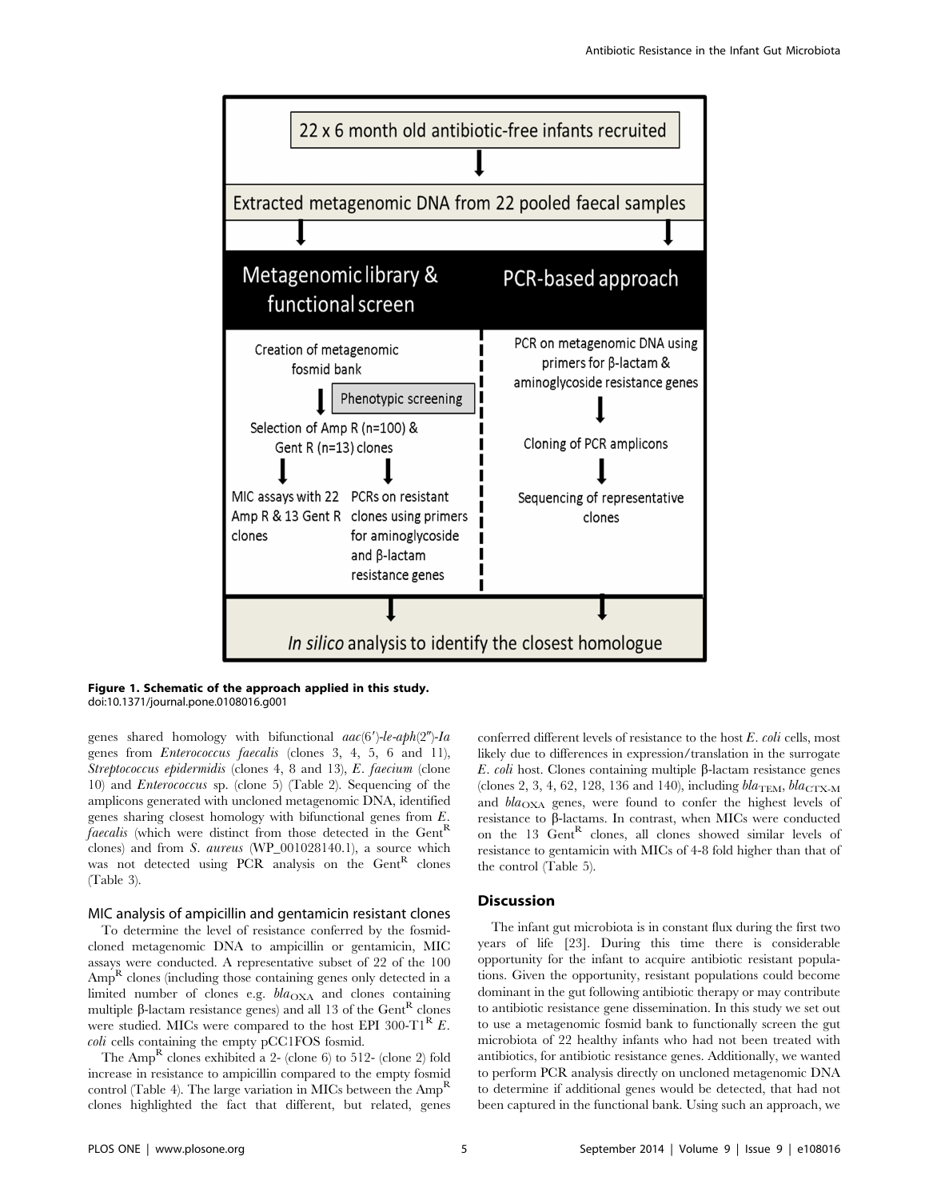Figure 1. Schematic of the approach applied in this study.
doi:10.1371/journal.pone.0108016.g001

genes shared homology with bifunctional *aac(6′)-le-aph(2″)-Ia* genes from *Enterococcus faecalis* (clones 3, 4, 5, 6 and 11), *Streptococcus epidermidis* (clones 4, 8 and 13), *E. faecium* (clone 10) and *Enterococcus* sp. (clone 5) (Table 2). Sequencing of the amplicons generated with uncloned metagenomic DNA, identified genes sharing closest homology with bifunctional genes from *E. faecalis* (which were distinct from those detected in the Gent$^R$ clones) and from *S. aureus* (WP_001028140.1), a source which was not detected using PCR analysis on the Gent$^R$ clones (Table 3).

## MIC analysis of ampicillin and gentamicin resistant clones

To determine the level of resistance conferred by the fosmid-cloned metagenomic DNA to ampicillin or gentamicin, MIC assays were conducted. A representative subset of 22 of the 100 Amp$^R$ clones (including those containing genes only detected in a limited number of clones e.g. $bla_{OXA}$ and clones containing multiple β-lactam resistance genes) and all 13 of the Gent$^R$ clones were studied. MICs were compared to the host EPI 300-T1$^R$ *E. coli* cells containing the empty pCC1FOS fosmid.

The Amp$^R$ clones exhibited a 2- (clone 6) to 512- (clone 2) fold increase in resistance to ampicillin compared to the empty fosmid control (Table 4). The large variation in MICs between the Amp$^R$ clones highlighted the fact that different, but related, genes conferred different levels of resistance to the host *E. coli* cells, most likely due to differences in expression/translation in the surrogate *E. coli* host. Clones containing multiple β-lactam resistance genes (clones 2, 3, 4, 62, 128, 136 and 140), including $bla_{TEM}$, $bla_{CTX\text{-}M}$ and $bla_{OXA}$ genes, were found to confer the highest levels of resistance to β-lactams. In contrast, when MICs were conducted on the 13 Gent$^R$ clones, all clones showed similar levels of resistance to gentamicin with MICs of 4-8 fold higher than that of the control (Table 5).

## Discussion

The infant gut microbiota is in constant flux during the first two years of life [23]. During this time there is considerable opportunity for the infant to acquire antibiotic resistant populations. Given the opportunity, resistant populations could become dominant in the gut following antibiotic therapy or may contribute to antibiotic resistance gene dissemination. In this study we set out to use a metagenomic fosmid bank to functionally screen the gut microbiota of 22 healthy infants who had not been treated with antibiotics, for antibiotic resistance genes. Additionally, we wanted to perform PCR analysis directly on uncloned metagenomic DNA to determine if additional genes would be detected, that had not been captured in the functional bank. Using such an approach, we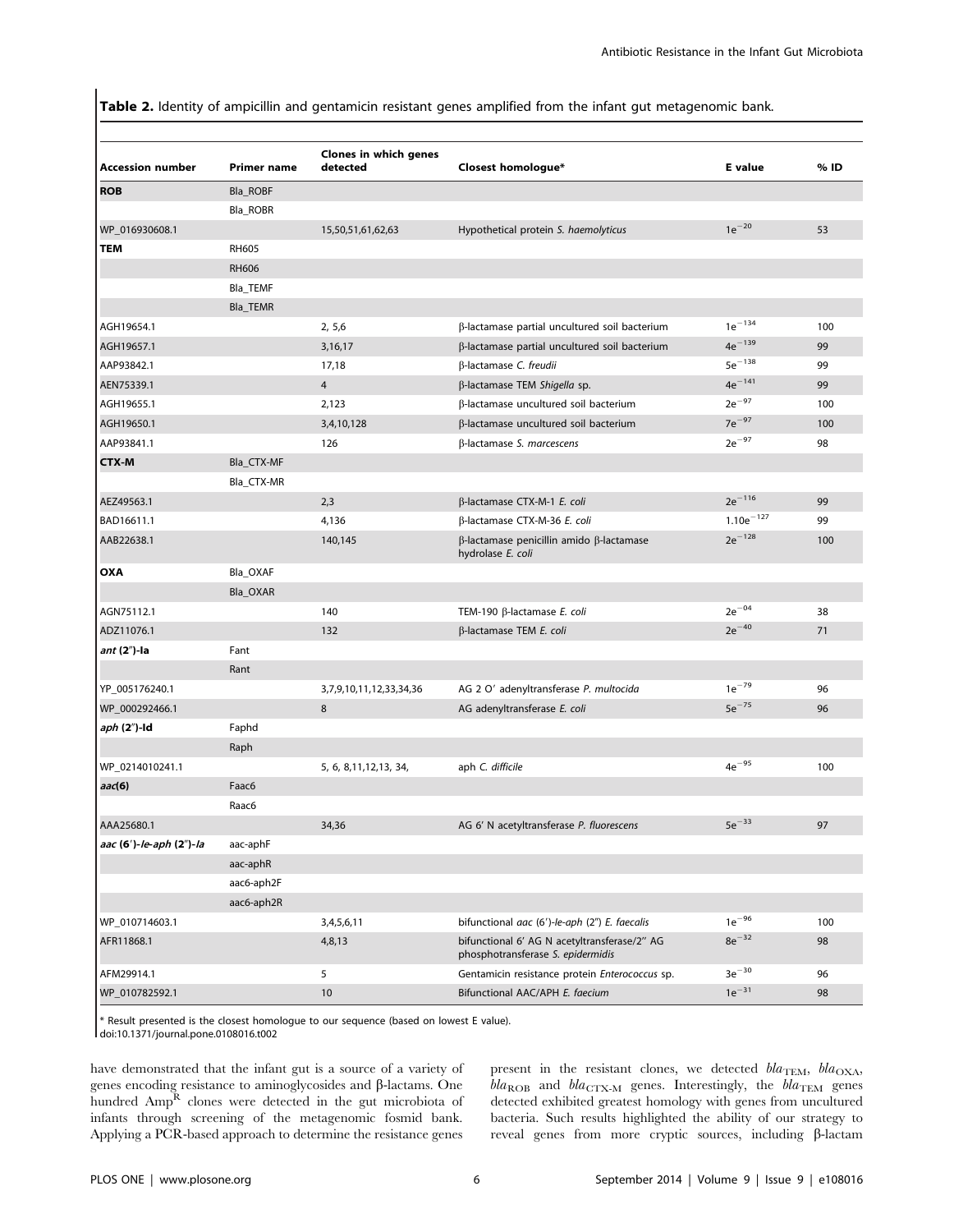**Table 2.** Identity of ampicillin and gentamicin resistant genes amplified from the infant gut metagenomic bank.

| Accession number | Primer name | Clones in which genes detected | Closest homologue* | E value | % ID |
|---|---|---|---|---|---|
| **ROB** | Bla_ROBF | | | | |
| | Bla_ROBR | | | | |
| WP_016930608.1 | | 15,50,51,61,62,63 | Hypothetical protein *S. haemolyticus* | $1e^{-20}$ | 53 |
| **TEM** | RH605 | | | | |
| | RH606 | | | | |
| | Bla_TEMF | | | | |
| | Bla_TEMR | | | | |
| AGH19654.1 | | 2, 5,6 | β-lactamase partial uncultured soil bacterium | $1e^{-134}$ | 100 |
| AGH19657.1 | | 3,16,17 | β-lactamase partial uncultured soil bacterium | $4e^{-139}$ | 99 |
| AAP93842.1 | | 17,18 | β-lactamase *C. freudii* | $5e^{-138}$ | 99 |
| AEN75339.1 | | 4 | β-lactamase TEM *Shigella* sp. | $4e^{-141}$ | 99 |
| AGH19655.1 | | 2,123 | β-lactamase uncultured soil bacterium | $2e^{-97}$ | 100 |
| AGH19650.1 | | 3,4,10,128 | β-lactamase uncultured soil bacterium | $7e^{-97}$ | 100 |
| AAP93841.1 | | 126 | β-lactamase *S. marcescens* | $2e^{-97}$ | 98 |
| **CTX-M** | Bla_CTX-MF | | | | |
| | Bla_CTX-MR | | | | |
| AEZ49563.1 | | 2,3 | β-lactamase CTX-M-1 *E. coli* | $2e^{-116}$ | 99 |
| BAD16611.1 | | 4,136 | β-lactamase CTX-M-36 *E. coli* | $1.10e^{-127}$ | 99 |
| AAB22638.1 | | 140,145 | β-lactamase penicillin amido β-lactamase hydrolase *E. coli* | $2e^{-128}$ | 100 |
| **OXA** | Bla_OXAF | | | | |
| | Bla_OXAR | | | | |
| AGN75112.1 | | 140 | TEM-190 β-lactamase *E. coli* | $2e^{-04}$ | 38 |
| ADZ11076.1 | | 132 | β-lactamase TEM *E. coli* | $2e^{-40}$ | 71 |
| ***ant* (2″)-Ia** | Fant | | | | |
| | Rant | | | | |
| YP_005176240.1 | | 3,7,9,10,11,12,33,34,36 | AG 2 O′ adenyltransferase *P. multocida* | $1e^{-79}$ | 96 |
| WP_000292466.1 | | 8 | AG adenyltransferase *E. coli* | $5e^{-75}$ | 96 |
| ***aph* (2″)-Id** | Faphd | | | | |
| | Raph | | | | |
| WP_0214010241.1 | | 5, 6, 8,11,12,13, 34, | aph *C. difficile* | $4e^{-95}$ | 100 |
| ***aac*(6)** | Faac6 | | | | |
| | Raac6 | | | | |
| AAA25680.1 | | 34,36 | AG 6′ N acetyltransferase *P. fluorescens* | $5e^{-33}$ | 97 |
| ***aac* (6′)-*Ie-aph* (2″)-*Ia*** | aac-aphF | | | | |
| | aac-aphR | | | | |
| | aac6-aph2F | | | | |
| | aac6-aph2R | | | | |
| WP_010714603.1 | | 3,4,5,6,11 | bifunctional *aac* (6′)-*Ie-aph* (2″) *E. faecalis* | $1e^{-96}$ | 100 |
| AFR11868.1 | | 4,8,13 | bifunctional 6′ AG N acetyltransferase/2″ AG phosphotransferase *S. epidermidis* | $8e^{-32}$ | 98 |
| AFM29914.1 | | 5 | Gentamicin resistance protein *Enterococcus* sp. | $3e^{-30}$ | 96 |
| WP_010782592.1 | | 10 | Bifunctional AAC/APH *E. faecium* | $1e^{-31}$ | 98 |

\* Result presented is the closest homologue to our sequence (based on lowest E value).
doi:10.1371/journal.pone.0108016.t002

have demonstrated that the infant gut is a source of a variety of genes encoding resistance to aminoglycosides and β-lactams. One hundred $Amp^R$ clones were detected in the gut microbiota of infants through screening of the metagenomic fosmid bank. Applying a PCR-based approach to determine the resistance genes present in the resistant clones, we detected $bla_{TEM}$, $bla_{OXA}$, $bla_{ROB}$ and $bla_{CTX\text{-}M}$ genes. Interestingly, the $bla_{TEM}$ genes detected exhibited greatest homology with genes from uncultured bacteria. Such results highlighted the ability of our strategy to reveal genes from more cryptic sources, including β-lactam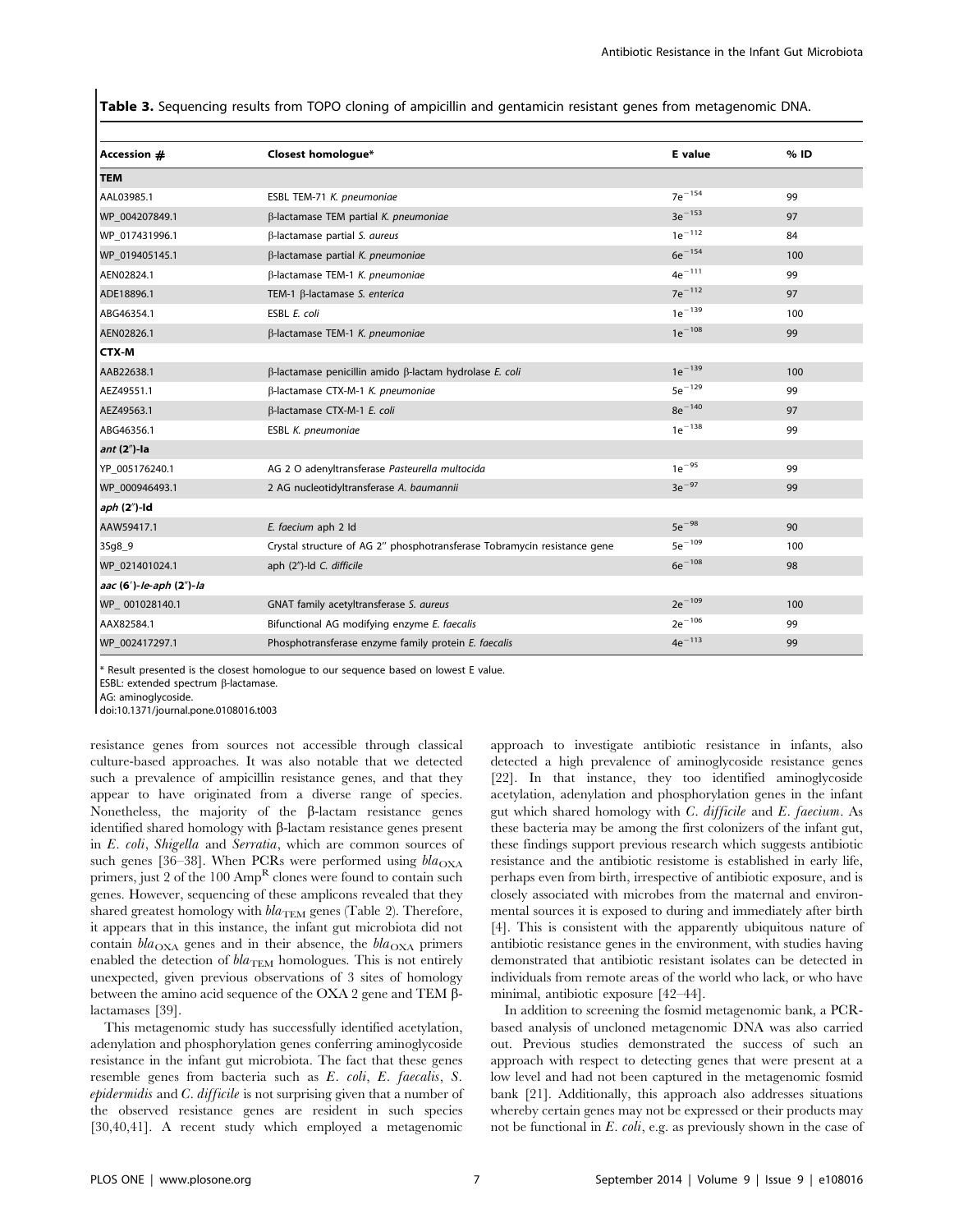**Table 3.** Sequencing results from TOPO cloning of ampicillin and gentamicin resistant genes from metagenomic DNA.

| Accession # | Closest homologue* | E value | % ID |
|---|---|---|---|
| **TEM** | | | |
| AAL03985.1 | ESBL TEM-71 *K. pneumoniae* | $7e^{-154}$ | 99 |
| WP_004207849.1 | β-lactamase TEM partial *K. pneumoniae* | $3e^{-153}$ | 97 |
| WP_017431996.1 | β-lactamase partial *S. aureus* | $1e^{-112}$ | 84 |
| WP_019405145.1 | β-lactamase partial *K. pneumoniae* | $6e^{-154}$ | 100 |
| AEN02824.1 | β-lactamase TEM-1 *K. pneumoniae* | $4e^{-111}$ | 99 |
| ADE18896.1 | TEM-1 β-lactamase *S. enterica* | $7e^{-112}$ | 97 |
| ABG46354.1 | ESBL *E. coli* | $1e^{-139}$ | 100 |
| AEN02826.1 | β-lactamase TEM-1 *K. pneumoniae* | $1e^{-108}$ | 99 |
| **CTX-M** | | | |
| AAB22638.1 | β-lactamase penicillin amido β-lactam hydrolase *E. coli* | $1e^{-139}$ | 100 |
| AEZ49551.1 | β-lactamase CTX-M-1 *K. pneumoniae* | $5e^{-129}$ | 99 |
| AEZ49563.1 | β-lactamase CTX-M-1 *E. coli* | $8e^{-140}$ | 97 |
| ABG46356.1 | ESBL *K. pneumoniae* | $1e^{-138}$ | 99 |
| ***ant* (2″)-Ia** | | | |
| YP_005176240.1 | AG 2 O adenyltransferase *Pasteurella multocida* | $1e^{-95}$ | 99 |
| WP_000946493.1 | 2 AG nucleotidyltransferase *A. baumannii* | $3e^{-97}$ | 99 |
| ***aph* (2″)-Id** | | | |
| AAW59417.1 | *E. faecium* aph 2 Id | $5e^{-98}$ | 90 |
| 3Sg8_9 | Crystal structure of AG 2″ phosphotransferase Tobramycin resistance gene | $5e^{-109}$ | 100 |
| WP_021401024.1 | aph (2″)-Id *C. difficile* | $6e^{-108}$ | 98 |
| ***aac* (6′)-*Ie*-*aph* (2″)-*Ia*** | | | |
| WP_ 001028140.1 | GNAT family acetyltransferase *S. aureus* | $2e^{-109}$ | 100 |
| AAX82584.1 | Bifunctional AG modifying enzyme *E. faecalis* | $2e^{-106}$ | 99 |
| WP_002417297.1 | Phosphotransferase enzyme family protein *E. faecalis* | $4e^{-113}$ | 99 |

* Result presented is the closest homologue to our sequence based on lowest E value.
ESBL: extended spectrum β-lactamase.
AG: aminoglycoside.
doi:10.1371/journal.pone.0108016.t003

resistance genes from sources not accessible through classical culture-based approaches. It was also notable that we detected such a prevalence of ampicillin resistance genes, and that they appear to have originated from a diverse range of species. Nonetheless, the majority of the β-lactam resistance genes identified shared homology with β-lactam resistance genes present in *E. coli*, *Shigella* and *Serratia*, which are common sources of such genes [36–38]. When PCRs were performed using $bla_{OXA}$ primers, just 2 of the 100 $Amp^R$ clones were found to contain such genes. However, sequencing of these amplicons revealed that they shared greatest homology with $bla_{TEM}$ genes (Table 2). Therefore, it appears that in this instance, the infant gut microbiota did not contain $bla_{OXA}$ genes and in their absence, the $bla_{OXA}$ primers enabled the detection of $bla_{TEM}$ homologues. This is not entirely unexpected, given previous observations of 3 sites of homology between the amino acid sequence of the OXA 2 gene and TEM β-lactamases [39].

This metagenomic study has successfully identified acetylation, adenylation and phosphorylation genes conferring aminoglycoside resistance in the infant gut microbiota. The fact that these genes resemble genes from bacteria such as *E. coli*, *E. faecalis*, *S. epidermidis* and *C. difficile* is not surprising given that a number of the observed resistance genes are resident in such species [30,40,41]. A recent study which employed a metagenomic approach to investigate antibiotic resistance in infants, also detected a high prevalence of aminoglycoside resistance genes [22]. In that instance, they too identified aminoglycoside acetylation, adenylation and phosphorylation genes in the infant gut which shared homology with *C. difficile* and *E. faecium*. As these bacteria may be among the first colonizers of the infant gut, these findings support previous research which suggests antibiotic resistance and the antibiotic resistome is established in early life, perhaps even from birth, irrespective of antibiotic exposure, and is closely associated with microbes from the maternal and environmental sources it is exposed to during and immediately after birth [4]. This is consistent with the apparently ubiquitous nature of antibiotic resistance genes in the environment, with studies having demonstrated that antibiotic resistant isolates can be detected in individuals from remote areas of the world who lack, or who have minimal, antibiotic exposure [42–44].

In addition to screening the fosmid metagenomic bank, a PCR-based analysis of uncloned metagenomic DNA was also carried out. Previous studies demonstrated the success of such an approach with respect to detecting genes that were present at a low level and had not been captured in the metagenomic fosmid bank [21]. Additionally, this approach also addresses situations whereby certain genes may not be expressed or their products may not be functional in *E. coli*, e.g. as previously shown in the case of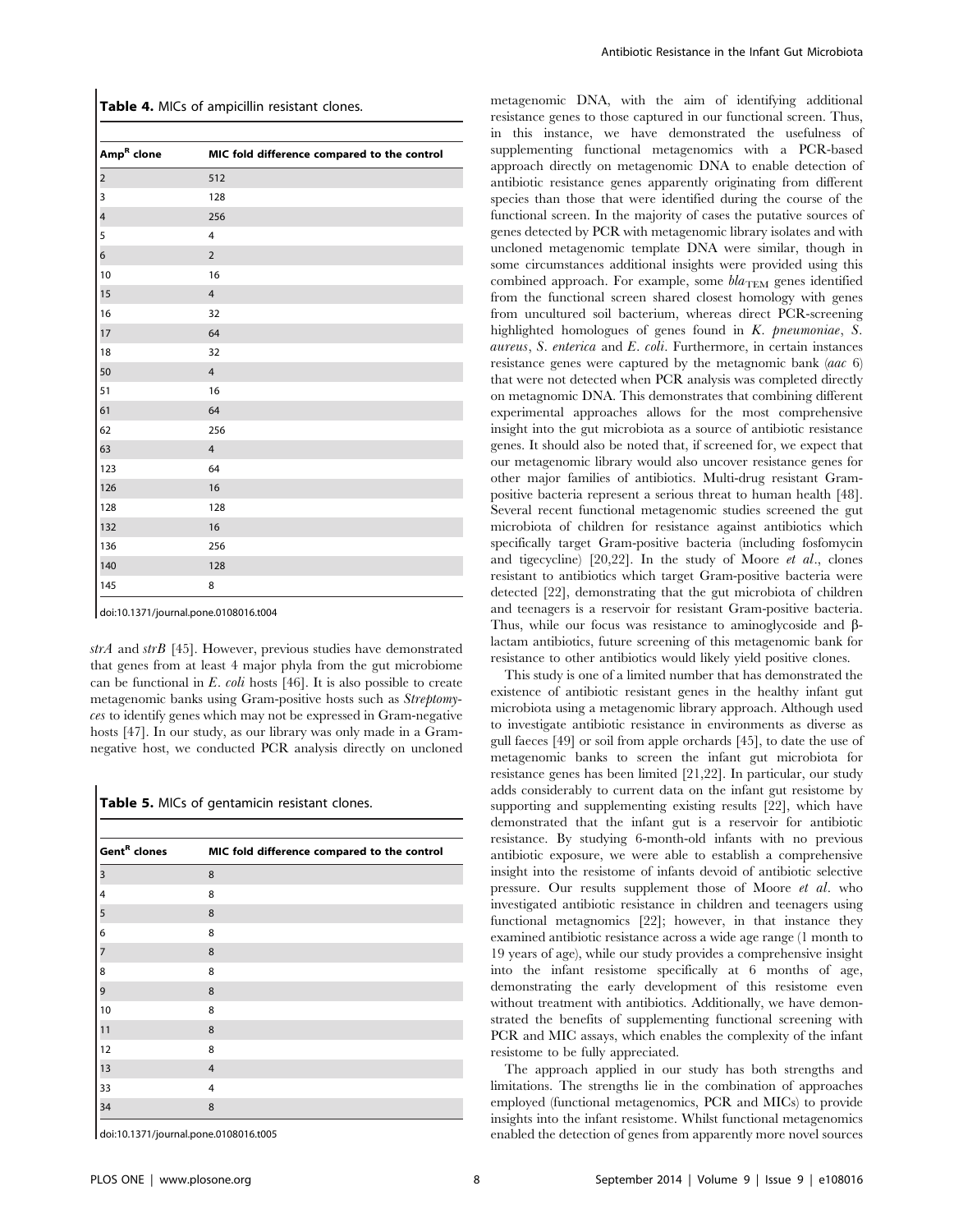**Table 4.** MICs of ampicillin resistant clones.

| Amp$^R$ clone | MIC fold difference compared to the control |
|---|---|
| 2 | 512 |
| 3 | 128 |
| 4 | 256 |
| 5 | 4 |
| 6 | 2 |
| 10 | 16 |
| 15 | 4 |
| 16 | 32 |
| 17 | 64 |
| 18 | 32 |
| 50 | 4 |
| 51 | 16 |
| 61 | 64 |
| 62 | 256 |
| 63 | 4 |
| 123 | 64 |
| 126 | 16 |
| 128 | 128 |
| 132 | 16 |
| 136 | 256 |
| 140 | 128 |
| 145 | 8 |

doi:10.1371/journal.pone.0108016.t004

*strA* and *strB* [45]. However, previous studies have demonstrated that genes from at least 4 major phyla from the gut microbiome can be functional in *E. coli* hosts [46]. It is also possible to create metagenomic banks using Gram-positive hosts such as *Streptomyces* to identify genes which may not be expressed in Gram-negative hosts [47]. In our study, as our library was only made in a Gram-negative host, we conducted PCR analysis directly on uncloned metagenomic DNA, with the aim of identifying additional resistance genes to those captured in our functional screen. Thus, in this instance, we have demonstrated the usefulness of supplementing functional metagenomics with a PCR-based approach directly on metagenomic DNA to enable detection of antibiotic resistance genes apparently originating from different species than those that were identified during the course of the functional screen. In the majority of cases the putative sources of genes detected by PCR with metagenomic library isolates and with uncloned metagenomic template DNA were similar, though in some circumstances additional insights were provided using this combined approach. For example, some $bla_{TEM}$ genes identified from the functional screen shared closest homology with genes from uncultured soil bacterium, whereas direct PCR-screening highlighted homologues of genes found in *K. pneumoniae*, *S. aureus*, *S. enterica* and *E. coli*. Furthermore, in certain instances resistance genes were captured by the metagnomic bank (*aac 6*) that were not detected when PCR analysis was completed directly on metagnomic DNA. This demonstrates that combining different experimental approaches allows for the most comprehensive insight into the gut microbiota as a source of antibiotic resistance genes. It should also be noted that, if screened for, we expect that our metagenomic library would also uncover resistance genes for other major families of antibiotics. Multi-drug resistant Gram-positive bacteria represent a serious threat to human health [48]. Several recent functional metagenomic studies screened the gut microbiota of children for resistance against antibiotics which specifically target Gram-positive bacteria (including fosfomycin and tigecycline) [20,22]. In the study of Moore *et al*., clones resistant to antibiotics which target Gram-positive bacteria were detected [22], demonstrating that the gut microbiota of children and teenagers is a reservoir for resistant Gram-positive bacteria. Thus, while our focus was resistance to aminoglycoside and β-lactam antibiotics, future screening of this metagenomic bank for resistance to other antibiotics would likely yield positive clones.

**Table 5.** MICs of gentamicin resistant clones.

| Gent$^R$ clones | MIC fold difference compared to the control |
|---|---|
| 3 | 8 |
| 4 | 8 |
| 5 | 8 |
| 6 | 8 |
| 7 | 8 |
| 8 | 8 |
| 9 | 8 |
| 10 | 8 |
| 11 | 8 |
| 12 | 8 |
| 13 | 4 |
| 33 | 4 |
| 34 | 8 |

doi:10.1371/journal.pone.0108016.t005

This study is one of a limited number that has demonstrated the existence of antibiotic resistant genes in the healthy infant gut microbiota using a metagenomic library approach. Although used to investigate antibiotic resistance in environments as diverse as gull faeces [49] or soil from apple orchards [45], to date the use of metagenomic banks to screen the infant gut microbiota for resistance genes has been limited [21,22]. In particular, our study adds considerably to current data on the infant gut resistome by supporting and supplementing existing results [22], which have demonstrated that the infant gut is a reservoir for antibiotic resistance. By studying 6-month-old infants with no previous antibiotic exposure, we were able to establish a comprehensive insight into the resistome of infants devoid of antibiotic selective pressure. Our results supplement those of Moore *et al*. who investigated antibiotic resistance in children and teenagers using functional metagnomics [22]; however, in that instance they examined antibiotic resistance across a wide age range (1 month to 19 years of age), while our study provides a comprehensive insight into the infant resistome specifically at 6 months of age, demonstrating the early development of this resistome even without treatment with antibiotics. Additionally, we have demonstrated the benefits of supplementing functional screening with PCR and MIC assays, which enables the complexity of the infant resistome to be fully appreciated.

The approach applied in our study has both strengths and limitations. The strengths lie in the combination of approaches employed (functional metagenomics, PCR and MICs) to provide insights into the infant resistome. Whilst functional metagenomics enabled the detection of genes from apparently more novel sources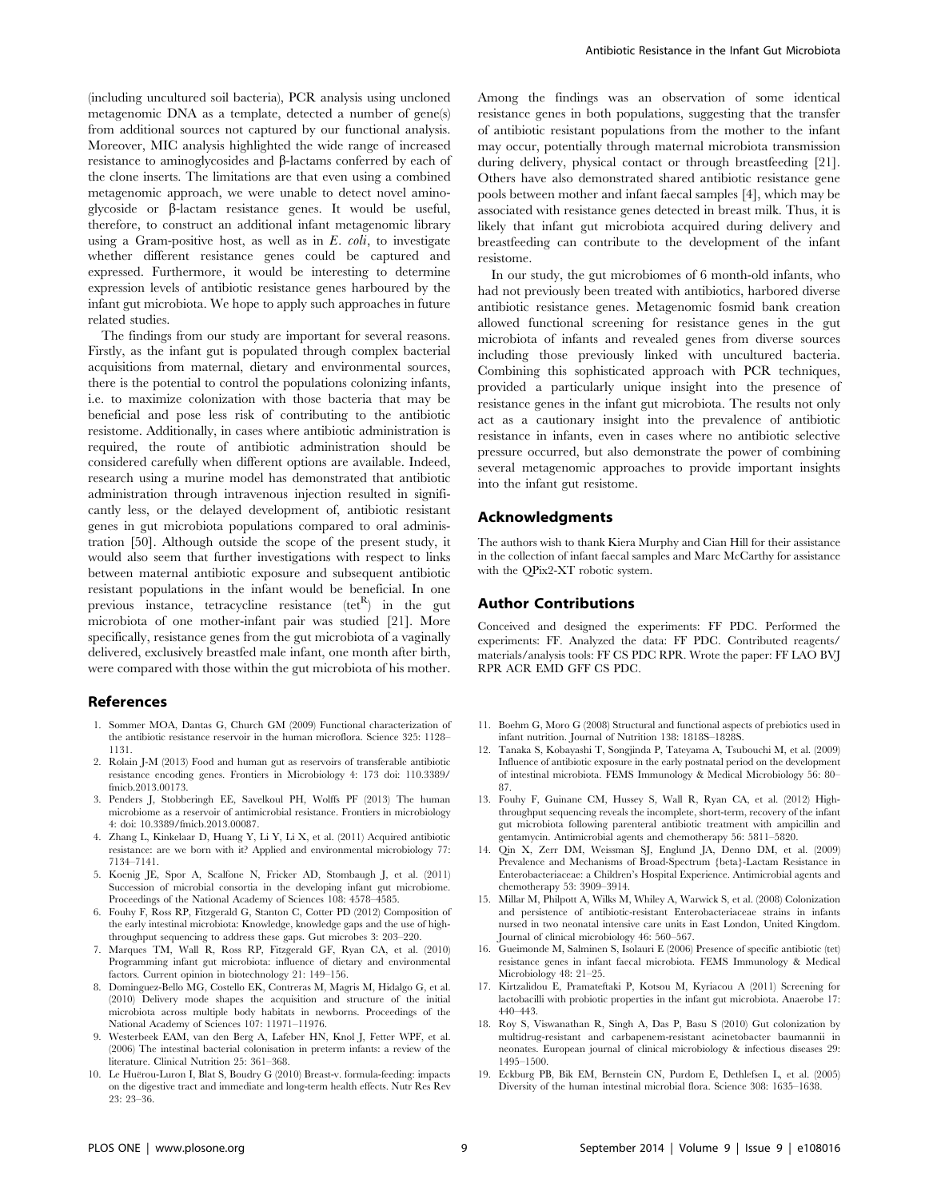(including uncultured soil bacteria), PCR analysis using uncloned metagenomic DNA as a template, detected a number of gene(s) from additional sources not captured by our functional analysis. Moreover, MIC analysis highlighted the wide range of increased resistance to aminoglycosides and β-lactams conferred by each of the clone inserts. The limitations are that even using a combined metagenomic approach, we were unable to detect novel aminoglycoside or β-lactam resistance genes. It would be useful, therefore, to construct an additional infant metagenomic library using a Gram-positive host, as well as in *E. coli*, to investigate whether different resistance genes could be captured and expressed. Furthermore, it would be interesting to determine expression levels of antibiotic resistance genes harboured by the infant gut microbiota. We hope to apply such approaches in future related studies.

The findings from our study are important for several reasons. Firstly, as the infant gut is populated through complex bacterial acquisitions from maternal, dietary and environmental sources, there is the potential to control the populations colonizing infants, i.e. to maximize colonization with those bacteria that may be beneficial and pose less risk of contributing to the antibiotic resistome. Additionally, in cases where antibiotic administration is required, the route of antibiotic administration should be considered carefully when different options are available. Indeed, research using a murine model has demonstrated that antibiotic administration through intravenous injection resulted in significantly less, or the delayed development of, antibiotic resistant genes in gut microbiota populations compared to oral administration [50]. Although outside the scope of the present study, it would also seem that further investigations with respect to links between maternal antibiotic exposure and subsequent antibiotic resistant populations in the infant would be beneficial. In one previous instance, tetracycline resistance ($tet^R$) in the gut microbiota of one mother-infant pair was studied [21]. More specifically, resistance genes from the gut microbiota of a vaginally delivered, exclusively breastfed male infant, one month after birth, were compared with those within the gut microbiota of his mother. Among the findings was an observation of some identical resistance genes in both populations, suggesting that the transfer of antibiotic resistant populations from the mother to the infant may occur, potentially through maternal microbiota transmission during delivery, physical contact or through breastfeeding [21]. Others have also demonstrated shared antibiotic resistance gene pools between mother and infant faecal samples [4], which may be associated with resistance genes detected in breast milk. Thus, it is likely that infant gut microbiota acquired during delivery and breastfeeding can contribute to the development of the infant resistome.

In our study, the gut microbiomes of 6 month-old infants, who had not previously been treated with antibiotics, harbored diverse antibiotic resistance genes. Metagenomic fosmid bank creation allowed functional screening for resistance genes in the gut microbiota of infants and revealed genes from diverse sources including those previously linked with uncultured bacteria. Combining this sophisticated approach with PCR techniques, provided a particularly unique insight into the presence of resistance genes in the infant gut microbiota. The results not only act as a cautionary insight into the prevalence of antibiotic resistance in infants, even in cases where no antibiotic selective pressure occurred, but also demonstrate the power of combining several metagenomic approaches to provide important insights into the infant gut resistome.

## Acknowledgments

The authors wish to thank Kiera Murphy and Cian Hill for their assistance in the collection of infant faecal samples and Marc McCarthy for assistance with the QPix2-XT robotic system.

## Author Contributions

Conceived and designed the experiments: FF PDC. Performed the experiments: FF. Analyzed the data: FF PDC. Contributed reagents/materials/analysis tools: FF CS PDC RPR. Wrote the paper: FF LAO BVJ RPR ACR EMD GFF CS PDC.

## References

1. Sommer MOA, Dantas G, Church GM (2009) Functional characterization of the antibiotic resistance reservoir in the human microflora. Science 325: 1128–1131.
2. Rolain J-M (2013) Food and human gut as reservoirs of transferable antibiotic resistance encoding genes. Frontiers in Microbiology 4: 173 doi: 110.3389/fmicb.2013.00173.
3. Penders J, Stobberingh EE, Savelkoul PH, Wolffs PF (2013) The human microbiome as a reservoir of antimicrobial resistance. Frontiers in microbiology 4: doi: 10.3389/fmicb.2013.00087.
4. Zhang L, Kinkelaar D, Huang Y, Li Y, Li X, et al. (2011) Acquired antibiotic resistance: are we born with it? Applied and environmental microbiology 77: 7134–7141.
5. Koenig JE, Spor A, Scalfone N, Fricker AD, Stombaugh J, et al. (2011) Succession of microbial consortia in the developing infant gut microbiome. Proceedings of the National Academy of Sciences 108: 4578–4585.
6. Fouhy F, Ross RP, Fitzgerald G, Stanton C, Cotter PD (2012) Composition of the early intestinal microbiota: Knowledge, knowledge gaps and the use of high-throughput sequencing to address these gaps. Gut microbes 3: 203–220.
7. Marques TM, Wall R, Ross RP, Fitzgerald GF, Ryan CA, et al. (2010) Programming infant gut microbiota: influence of dietary and environmental factors. Current opinion in biotechnology 21: 149–156.
8. Dominguez-Bello MG, Costello EK, Contreras M, Magris M, Hidalgo G, et al. (2010) Delivery mode shapes the acquisition and structure of the initial microbiota across multiple body habitats in newborns. Proceedings of the National Academy of Sciences 107: 11971–11976.
9. Westerbeek EAM, van den Berg A, Lafeber HN, Knol J, Fetter WPF, et al. (2006) The intestinal bacterial colonisation in preterm infants: a review of the literature. Clinical Nutrition 25: 361–368.
10. Le Huërou-Luron I, Blat S, Boudry G (2010) Breast-v. formula-feeding: impacts on the digestive tract and immediate and long-term health effects. Nutr Res Rev 23: 23–36.
11. Boehm G, Moro G (2008) Structural and functional aspects of prebiotics used in infant nutrition. Journal of Nutrition 138: 1818S–1828S.
12. Tanaka S, Kobayashi T, Songjinda P, Tateyama A, Tsubouchi M, et al. (2009) Influence of antibiotic exposure in the early postnatal period on the development of intestinal microbiota. FEMS Immunology & Medical Microbiology 56: 80–87.
13. Fouhy F, Guinane CM, Hussey S, Wall R, Ryan CA, et al. (2012) High-throughput sequencing reveals the incomplete, short-term, recovery of the infant gut microbiota following parenteral antibiotic treatment with ampicillin and gentamycin. Antimicrobial agents and chemotherapy 56: 5811–5820.
14. Qin X, Zerr DM, Weissman SJ, Englund JA, Denno DM, et al. (2009) Prevalence and Mechanisms of Broad-Spectrum {beta}-Lactam Resistance in Enterobacteriaceae: a Children's Hospital Experience. Antimicrobial agents and chemotherapy 53: 3909–3914.
15. Millar M, Philpott A, Wilks M, Whiley A, Warwick S, et al. (2008) Colonization and persistence of antibiotic-resistant Enterobacteriaceae strains in infants nursed in two neonatal intensive care units in East London, United Kingdom. Journal of clinical microbiology 46: 560–567.
16. Gueimonde M, Salminen S, Isolauri E (2006) Presence of specific antibiotic (tet) resistance genes in infant faecal microbiota. FEMS Immunology & Medical Microbiology 48: 21–25.
17. Kirtzalidou E, Pramateftaki P, Kotsou M, Kyriacou A (2011) Screening for lactobacilli with probiotic properties in the infant gut microbiota. Anaerobe 17: 440–443.
18. Roy S, Viswanathan R, Singh A, Das P, Basu S (2010) Gut colonization by multidrug-resistant and carbapenem-resistant acinetobacter baumannii in neonates. European journal of clinical microbiology & infectious diseases 29: 1495–1500.
19. Eckburg PB, Bik EM, Bernstein CN, Purdom E, Dethlefsen L, et al. (2005) Diversity of the human intestinal microbial flora. Science 308: 1635–1638.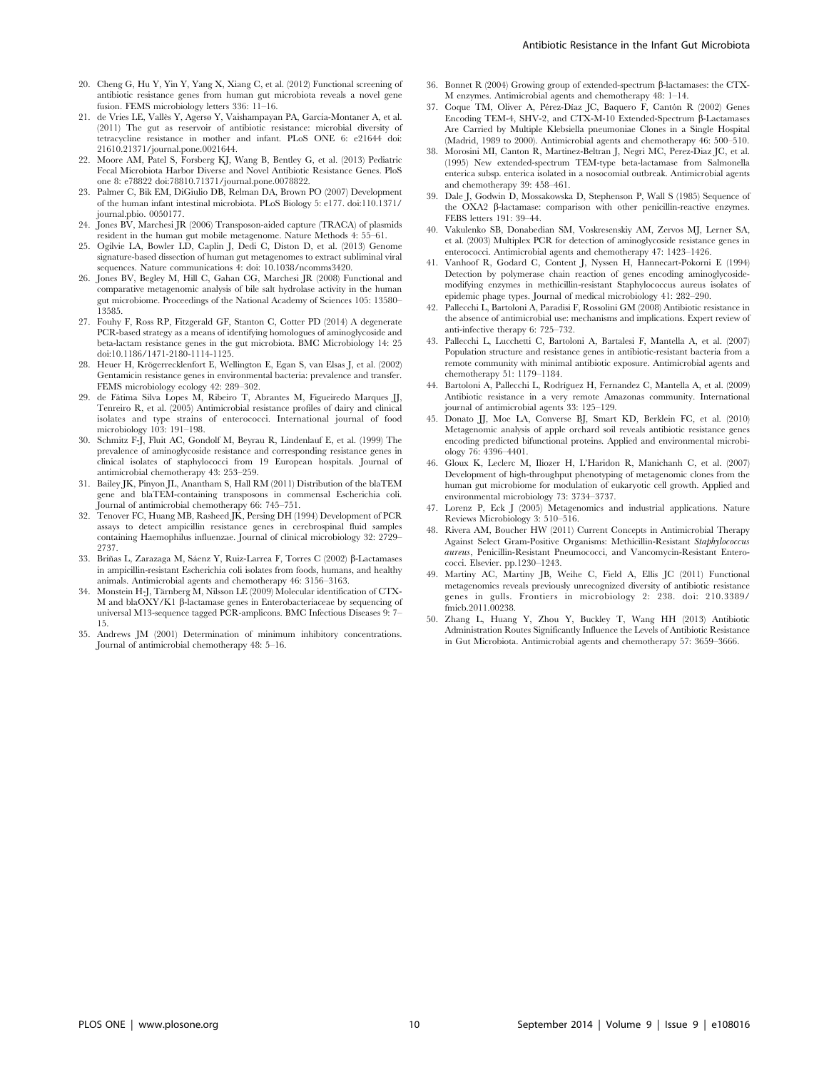20. Cheng G, Hu Y, Yin Y, Yang X, Xiang C, et al. (2012) Functional screening of antibiotic resistance genes from human gut microbiota reveals a novel gene fusion. FEMS microbiology letters 336: 11–16.
21. de Vries LE, Vallès Y, Agersø Y, Vaishampayan PA, García-Montaner A, et al. (2011) The gut as reservoir of antibiotic resistance: microbial diversity of tetracycline resistance in mother and infant. PLoS ONE 6: e21644 doi: 21610.21371/journal.pone.0021644.
22. Moore AM, Patel S, Forsberg KJ, Wang B, Bentley G, et al. (2013) Pediatric Fecal Microbiota Harbor Diverse and Novel Antibiotic Resistance Genes. PloS one 8: e78822 doi:78810.71371/journal.pone.0078822.
23. Palmer C, Bik EM, DiGiulio DB, Relman DA, Brown PO (2007) Development of the human infant intestinal microbiota. PLoS Biology 5: e177. doi:110.1371/journal.pbio. 0050177.
24. Jones BV, Marchesi JR (2006) Transposon-aided capture (TRACA) of plasmids resident in the human gut mobile metagenome. Nature Methods 4: 55–61.
25. Ogilvie LA, Bowler LD, Caplin J, Dedi C, Diston D, et al. (2013) Genome signature-based dissection of human gut metagenomes to extract subliminal viral sequences. Nature communications 4: doi: 10.1038/ncomms3420.
26. Jones BV, Begley M, Hill C, Gahan CG, Marchesi JR (2008) Functional and comparative metagenomic analysis of bile salt hydrolase activity in the human gut microbiome. Proceedings of the National Academy of Sciences 105: 13580–13585.
27. Fouhy F, Ross RP, Fitzgerald GF, Stanton C, Cotter PD (2014) A degenerate PCR-based strategy as a means of identifying homologues of aminoglycoside and beta-lactam resistance genes in the gut microbiota. BMC Microbiology 14: 25 doi:10.1186/1471-2180-1114-1125.
28. Heuer H, Krögerrecklenfort E, Wellington E, Egan S, van Elsas J, et al. (2002) Gentamicin resistance genes in environmental bacteria: prevalence and transfer. FEMS microbiology ecology 42: 289–302.
29. de Fátima Silva Lopes M, Ribeiro T, Abrantes M, Figueiredo Marques JJ, Tenreiro R, et al. (2005) Antimicrobial resistance profiles of dairy and clinical isolates and type strains of enterococci. International journal of food microbiology 103: 191–198.
30. Schmitz F-J, Fluit AC, Gondolf M, Beyrau R, Lindenlauf E, et al. (1999) The prevalence of aminoglycoside resistance and corresponding resistance genes in clinical isolates of staphylococci from 19 European hospitals. Journal of antimicrobial chemotherapy 43: 253–259.
31. Bailey JK, Pinyon JL, Anantham S, Hall RM (2011) Distribution of the blaTEM gene and blaTEM-containing transposons in commensal Escherichia coli. Journal of antimicrobial chemotherapy 66: 745–751.
32. Tenover FC, Huang MB, Rasheed JK, Persing DH (1994) Development of PCR assays to detect ampicillin resistance genes in cerebrospinal fluid samples containing Haemophilus influenzae. Journal of clinical microbiology 32: 2729–2737.
33. Briñas L, Zarazaga M, Sáenz Y, Ruiz-Larrea F, Torres C (2002) β-Lactamases in ampicillin-resistant Escherichia coli isolates from foods, humans, and healthy animals. Antimicrobial agents and chemotherapy 46: 3156–3163.
34. Monstein H-J, Tärnberg M, Nilsson LE (2009) Molecular identification of CTX-M and blaOXY/K1 β-lactamase genes in Enterobacteriaceae by sequencing of universal M13-sequence tagged PCR-amplicons. BMC Infectious Diseases 9: 7–15.
35. Andrews JM (2001) Determination of minimum inhibitory concentrations. Journal of antimicrobial chemotherapy 48: 5–16.
36. Bonnet R (2004) Growing group of extended-spectrum β-lactamases: the CTX-M enzymes. Antimicrobial agents and chemotherapy 48: 1–14.
37. Coque TM, Oliver A, Pérez-Díaz JC, Baquero F, Cantón R (2002) Genes Encoding TEM-4, SHV-2, and CTX-M-10 Extended-Spectrum β-Lactamases Are Carried by Multiple Klebsiella pneumoniae Clones in a Single Hospital (Madrid, 1989 to 2000). Antimicrobial agents and chemotherapy 46: 500–510.
38. Morosini MI, Canton R, Martinez-Beltran J, Negri MC, Perez-Diaz JC, et al. (1995) New extended-spectrum TEM-type beta-lactamase from Salmonella enterica subsp. enterica isolated in a nosocomial outbreak. Antimicrobial agents and chemotherapy 39: 458–461.
39. Dale J, Godwin D, Mossakowska D, Stephenson P, Wall S (1985) Sequence of the OXA2 β-lactamase: comparison with other penicillin-reactive enzymes. FEBS letters 191: 39–44.
40. Vakulenko SB, Donabedian SM, Voskresenskiy AM, Zervos MJ, Lerner SA, et al. (2003) Multiplex PCR for detection of aminoglycoside resistance genes in enterococci. Antimicrobial agents and chemotherapy 47: 1423–1426.
41. Vanhoof R, Godard C, Content J, Nyssen H, Hannecart-Pokorni E (1994) Detection by polymerase chain reaction of genes encoding aminoglycoside-modifying enzymes in methicillin-resistant Staphylococcus aureus isolates of epidemic phage types. Journal of medical microbiology 41: 282–290.
42. Pallecchi L, Bartoloni A, Paradisi F, Rossolini GM (2008) Antibiotic resistance in the absence of antimicrobial use: mechanisms and implications. Expert review of anti-infective therapy 6: 725–732.
43. Pallecchi L, Lucchetti C, Bartoloni A, Bartalesi F, Mantella A, et al. (2007) Population structure and resistance genes in antibiotic-resistant bacteria from a remote community with minimal antibiotic exposure. Antimicrobial agents and chemotherapy 51: 1179–1184.
44. Bartoloni A, Pallecchi L, Rodríguez H, Fernandez C, Mantella A, et al. (2009) Antibiotic resistance in a very remote Amazonas community. International journal of antimicrobial agents 33: 125–129.
45. Donato JJ, Moe LA, Converse BJ, Smart KD, Berklein FC, et al. (2010) Metagenomic analysis of apple orchard soil reveals antibiotic resistance genes encoding predicted bifunctional proteins. Applied and environmental microbiology 76: 4396–4401.
46. Gloux K, Leclerc M, Iliozer H, L'Haridon R, Manichanh C, et al. (2007) Development of high-throughput phenotyping of metagenomic clones from the human gut microbiome for modulation of eukaryotic cell growth. Applied and environmental microbiology 73: 3734–3737.
47. Lorenz P, Eck J (2005) Metagenomics and industrial applications. Nature Reviews Microbiology 3: 510–516.
48. Rivera AM, Boucher HW (2011) Current Concepts in Antimicrobial Therapy Against Select Gram-Positive Organisms: Methicillin-Resistant *Staphylococcus aureus*, Penicillin-Resistant Pneumococci, and Vancomycin-Resistant Enterococci. Elsevier. pp.1230–1243.
49. Martiny AC, Martiny JB, Weihe C, Field A, Ellis JC (2011) Functional metagenomics reveals previously unrecognized diversity of antibiotic resistance genes in gulls. Frontiers in microbiology 2: 238. doi: 210.3389/fmicb.2011.00238.
50. Zhang L, Huang Y, Zhou Y, Buckley T, Wang HH (2013) Antibiotic Administration Routes Significantly Influence the Levels of Antibiotic Resistance in Gut Microbiota. Antimicrobial agents and chemotherapy 57: 3659–3666.